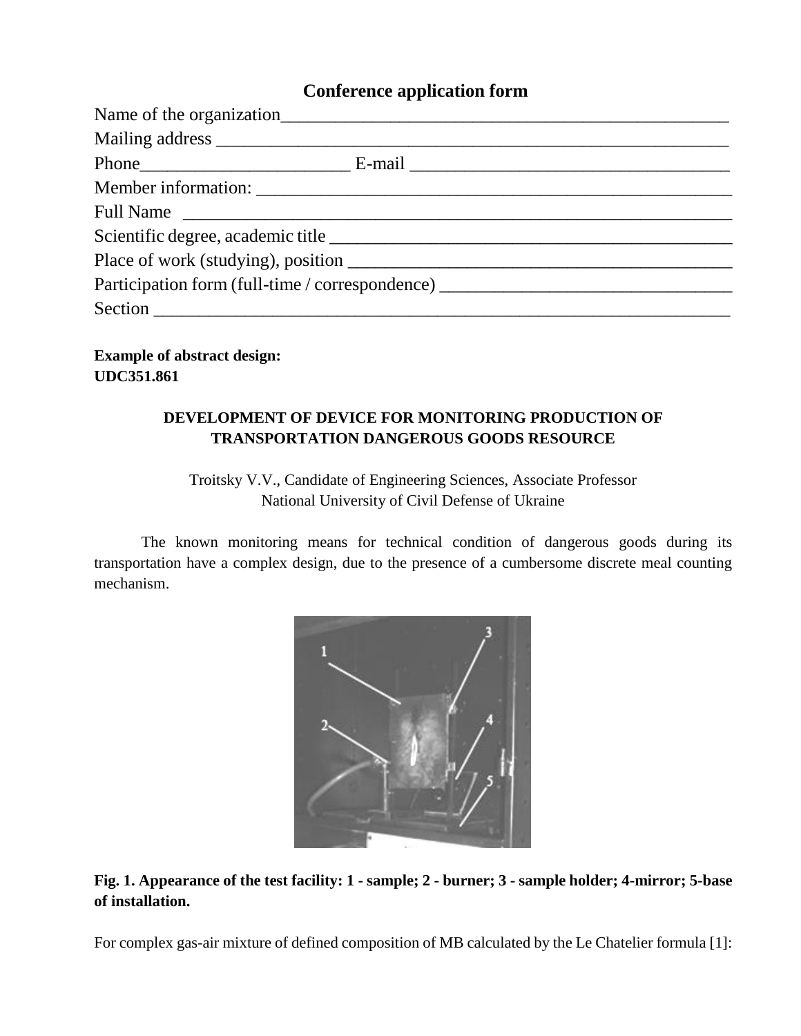## Conference application form

Name of the organization_______________________________________________

Mailing address ________________________________________________________

Phone_______________________ E-mail __________________________________

Member information: ____________________________________________________

Full Name ______________________________________________________________

Scientific degree, academic title _________________________________________

Place of work (studying), position _______________________________________

Participation form (full-time / correspondence) ______________________________

Section ________________________________________________________________

**Example of abstract design:**
**UDC351.861**

**DEVELOPMENT OF DEVICE FOR MONITORING PRODUCTION OF TRANSPORTATION DANGEROUS GOODS RESOURCE**

Troitsky V.V., Candidate of Engineering Sciences, Associate Professor
National University of Civil Defense of Ukraine

The known monitoring means for technical condition of dangerous goods during its transportation have a complex design, due to the presence of a cumbersome discrete meal counting mechanism.

**Fig. 1. Appearance of the test facility: 1 - sample; 2 - burner; 3 - sample holder; 4-mirror; 5-base of installation.**

For complex gas-air mixture of defined composition of MB calculated by the Le Chatelier formula [1]: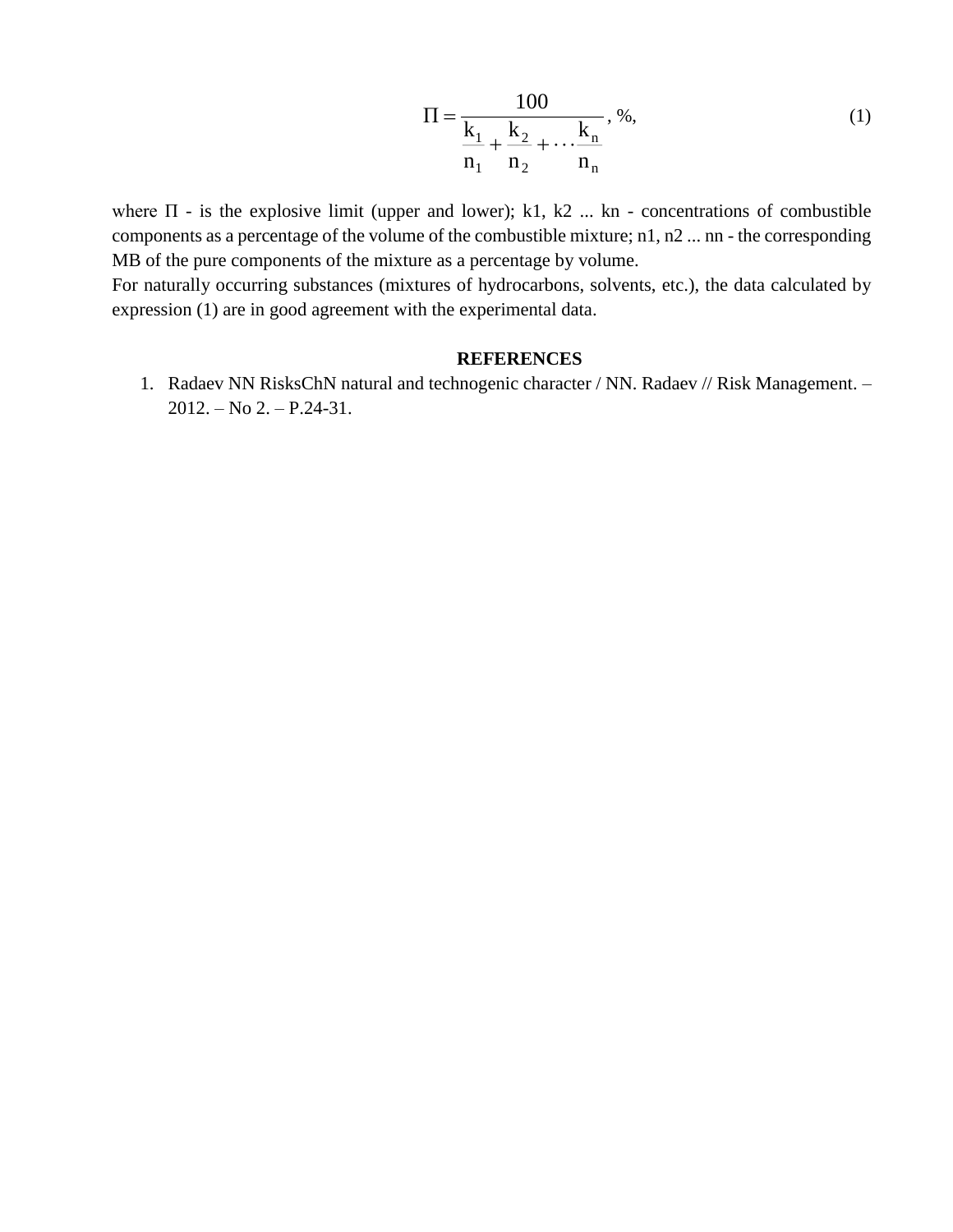$$\Pi = \frac{100}{\frac{k_1}{n_1} + \frac{k_2}{n_2} + \cdots \frac{k_n}{n_n}}, \%, \tag{1}$$

where Π - is the explosive limit (upper and lower); k1, k2 ... kn - concentrations of combustible components as a percentage of the volume of the combustible mixture; n1, n2 ... nn - the corresponding MB of the pure components of the mixture as a percentage by volume.

For naturally occurring substances (mixtures of hydrocarbons, solvents, etc.), the data calculated by expression (1) are in good agreement with the experimental data.

## REFERENCES

1. Radaev NN RisksChN natural and technogenic character / NN. Radaev // Risk Management. – 2012. – No 2. – P.24-31.